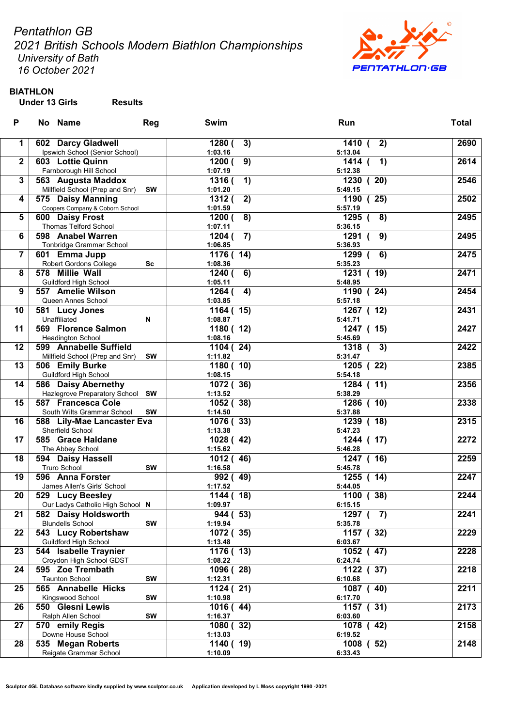*Pentathlon GB*
*2021 British Schools Modern Biathlon Championships*
*University of Bath*
*16 October 2021*

**BIATHLON**

**Under 13 Girls** **Results**

| P | No | Name | Reg | Swim | Run | Total |
|---|---|---|---|---|---|---|
| 1 | 602 | **Darcy Gladwell** Ipswich School (Senior School) | | 1280 ( 3) 1:03.16 | 1410 ( 2) 5:13.04 | 2690 |
| 2 | 603 | **Lottie Quinn** Farnborough Hill School | | 1200 ( 9) 1:07.19 | 1414 ( 1) 5:12.38 | 2614 |
| 3 | 563 | **Augusta Maddox** Millfield School (Prep and Snr) | SW | 1316 ( 1) 1:01.20 | 1230 ( 20) 5:49.15 | 2546 |
| 4 | 575 | **Daisy Manning** Coopers Company & Coborn School | | 1312 ( 2) 1:01.59 | 1190 ( 25) 5:57.19 | 2502 |
| 5 | 600 | **Daisy Frost** Thomas Telford School | | 1200 ( 8) 1:07.11 | 1295 ( 8) 5:36.15 | 2495 |
| 6 | 598 | **Anabel Warren** Tonbridge Grammar School | | 1204 ( 7) 1:06.85 | 1291 ( 9) 5:36.93 | 2495 |
| 7 | 601 | **Emma Jupp** Robert Gordons College | Sc | 1176 ( 14) 1:08.36 | 1299 ( 6) 5:35.23 | 2475 |
| 8 | 578 | **Millie Wall** Guildford High School | | 1240 ( 6) 1:05.11 | 1231 ( 19) 5:48.95 | 2471 |
| 9 | 557 | **Amelie Wilson** Queen Annes School | | 1264 ( 4) 1:03.85 | 1190 ( 24) 5:57.18 | 2454 |
| 10 | 581 | **Lucy Jones** Unaffiliated | N | 1164 ( 15) 1:08.87 | 1267 ( 12) 5:41.71 | 2431 |
| 11 | 569 | **Florence Salmon** Headington School | | 1180 ( 12) 1:08.16 | 1247 ( 15) 5:45.69 | 2427 |
| 12 | 599 | **Annabelle Suffield** Millfield School (Prep and Snr) | SW | 1104 ( 24) 1:11.82 | 1318 ( 3) 5:31.47 | 2422 |
| 13 | 506 | **Emily Burke** Guildford High School | | 1180 ( 10) 1:08.15 | 1205 ( 22) 5:54.18 | 2385 |
| 14 | 586 | **Daisy Abernethy** Hazlegrove Preparatory School | SW | 1072 ( 36) 1:13.52 | 1284 ( 11) 5:38.29 | 2356 |
| 15 | 587 | **Francesca Cole** South Wilts Grammar School | SW | 1052 ( 38) 1:14.50 | 1286 ( 10) 5:37.88 | 2338 |
| 16 | 588 | **Lily-Mae Lancaster Eva** Sherfield School | | 1076 ( 33) 1:13.38 | 1239 ( 18) 5:47.23 | 2315 |
| 17 | 585 | **Grace Haldane** The Abbey School | | 1028 ( 42) 1:15.62 | 1244 ( 17) 5:46.28 | 2272 |
| 18 | 594 | **Daisy Hassell** Truro School | SW | 1012 ( 46) 1:16.58 | 1247 ( 16) 5:45.78 | 2259 |
| 19 | 596 | **Anna Forster** James Allen's Girls' School | | 992 ( 49) 1:17.52 | 1255 ( 14) 5:44.05 | 2247 |
| 20 | 529 | **Lucy Beesley** Our Ladys Catholic High School | N | 1144 ( 18) 1:09.97 | 1100 ( 38) 6:15.15 | 2244 |
| 21 | 582 | **Daisy Holdsworth** Blundells School | SW | 944 ( 53) 1:19.94 | 1297 ( 7) 5:35.78 | 2241 |
| 22 | 543 | **Lucy Robertshaw** Guildford High School | | 1072 ( 35) 1:13.48 | 1157 ( 32) 6:03.67 | 2229 |
| 23 | 544 | **Isabelle Traynier** Croydon High School GDST | | 1176 ( 13) 1:08.22 | 1052 ( 47) 6:24.74 | 2228 |
| 24 | 595 | **Zoe Trembath** Taunton School | SW | 1096 ( 28) 1:12.31 | 1122 ( 37) 6:10.68 | 2218 |
| 25 | 565 | **Annabelle Hicks** Kingswood School | SW | 1124 ( 21) 1:10.98 | 1087 ( 40) 6:17.70 | 2211 |
| 26 | 550 | **Glesni Lewis** Ralph Allen School | SW | 1016 ( 44) 1:16.37 | 1157 ( 31) 6:03.60 | 2173 |
| 27 | 570 | **emily Regis** Downe House School | | 1080 ( 32) 1:13.03 | 1078 ( 42) 6:19.52 | 2158 |
| 28 | 535 | **Megan Roberts** Reigate Grammar School | | 1140 ( 19) 1:10.09 | 1008 ( 52) 6:33.43 | 2148 |

Sculptor 4GL Database software kindly supplied by www.sculptor.co.uk Application developed by L Moss copyright 1990 -2021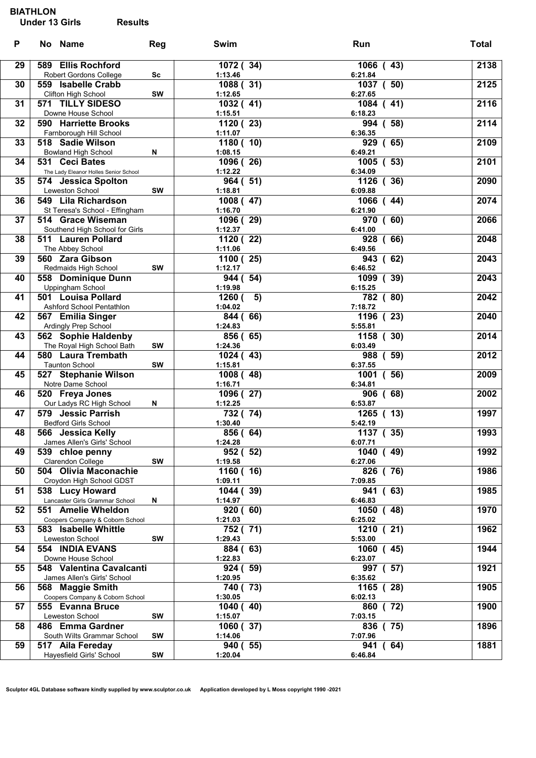# BIATHLON

**Under 13 Girls** **Results**

| P | No | Name | Reg | Swim | Run | Total |
|---|---|---|---|---|---|---|
| 29 | 589 | **Ellis Rochford**<br>Robert Gordons College | Sc | 1072 ( 34)<br>1:13.46 | 1066 ( 43)<br>6:21.84 | 2138 |
| 30 | 559 | **Isabelle Crabb**<br>Clifton High School | SW | 1088 ( 31)<br>1:12.65 | 1037 ( 50)<br>6:27.65 | 2125 |
| 31 | 571 | **TILLY SIDESO**<br>Downe House School | | 1032 ( 41)<br>1:15.51 | 1084 ( 41)<br>6:18.23 | 2116 |
| 32 | 590 | **Harriette Brooks**<br>Farnborough Hill School | | 1120 ( 23)<br>1:11.07 | 994 ( 58)<br>6:36.35 | 2114 |
| 33 | 518 | **Sadie Wilson**<br>Bowland High School | N | 1180 ( 10)<br>1:08.15 | 929 ( 65)<br>6:49.21 | 2109 |
| 34 | 531 | **Ceci Bates**<br>The Lady Eleanor Holles Senior School | | 1096 ( 26)<br>1:12.22 | 1005 ( 53)<br>6:34.09 | 2101 |
| 35 | 574 | **Jessica Spolton**<br>Leweston School | SW | 964 ( 51)<br>1:18.81 | 1126 ( 36)<br>6:09.88 | 2090 |
| 36 | 549 | **Lila Richardson**<br>St Teresa's School - Effingham | | 1008 ( 47)<br>1:16.70 | 1066 ( 44)<br>6:21.90 | 2074 |
| 37 | 514 | **Grace Wiseman**<br>Southend High School for Girls | | 1096 ( 29)<br>1:12.37 | 970 ( 60)<br>6:41.00 | 2066 |
| 38 | 511 | **Lauren Pollard**<br>The Abbey School | | 1120 ( 22)<br>1:11.06 | 928 ( 66)<br>6:49.56 | 2048 |
| 39 | 560 | **Zara Gibson**<br>Redmaids High School | SW | 1100 ( 25)<br>1:12.17 | 943 ( 62)<br>6:46.52 | 2043 |
| 40 | 558 | **Dominique Dunn**<br>Uppingham School | | 944 ( 54)<br>1:19.98 | 1099 ( 39)<br>6:15.25 | 2043 |
| 41 | 501 | **Louisa Pollard**<br>Ashford School Pentathlon | | 1260 ( 5)<br>1:04.02 | 782 ( 80)<br>7:18.72 | 2042 |
| 42 | 567 | **Emilia Singer**<br>Ardingly Prep School | | 844 ( 66)<br>1:24.83 | 1196 ( 23)<br>5:55.81 | 2040 |
| 43 | 562 | **Sophie Haldenby**<br>The Royal High School Bath | SW | 856 ( 65)<br>1:24.36 | 1158 ( 30)<br>6:03.49 | 2014 |
| 44 | 580 | **Laura Trembath**<br>Taunton School | SW | 1024 ( 43)<br>1:15.81 | 988 ( 59)<br>6:37.55 | 2012 |
| 45 | 527 | **Stephanie Wilson**<br>Notre Dame School | | 1008 ( 48)<br>1:16.71 | 1001 ( 56)<br>6:34.81 | 2009 |
| 46 | 520 | **Freya Jones**<br>Our Ladys RC High School | N | 1096 ( 27)<br>1:12.25 | 906 ( 68)<br>6:53.87 | 2002 |
| 47 | 579 | **Jessic Parrish**<br>Bedford Girls School | | 732 ( 74)<br>1:30.40 | 1265 ( 13)<br>5:42.19 | 1997 |
| 48 | 566 | **Jessica Kelly**<br>James Allen's Girls' School | | 856 ( 64)<br>1:24.28 | 1137 ( 35)<br>6:07.71 | 1993 |
| 49 | 539 | **chloe penny**<br>Clarendon College | SW | 952 ( 52)<br>1:19.58 | 1040 ( 49)<br>6:27.06 | 1992 |
| 50 | 504 | **Olivia Maconachie**<br>Croydon High School GDST | | 1160 ( 16)<br>1:09.11 | 826 ( 76)<br>7:09.85 | 1986 |
| 51 | 538 | **Lucy Howard**<br>Lancaster Girls Grammar School | N | 1044 ( 39)<br>1:14.97 | 941 ( 63)<br>6:46.83 | 1985 |
| 52 | 551 | **Amelie Wheldon**<br>Coopers Company & Coborn School | | 920 ( 60)<br>1:21.03 | 1050 ( 48)<br>6:25.02 | 1970 |
| 53 | 583 | **Isabelle Whittle**<br>Leweston School | SW | 752 ( 71)<br>1:29.43 | 1210 ( 21)<br>5:53.00 | 1962 |
| 54 | 554 | **INDIA EVANS**<br>Downe House School | | 884 ( 63)<br>1:22.83 | 1060 ( 45)<br>6:23.07 | 1944 |
| 55 | 548 | **Valentina Cavalcanti**<br>James Allen's Girls' School | | 924 ( 59)<br>1:20.95 | 997 ( 57)<br>6:35.62 | 1921 |
| 56 | 568 | **Maggie Smith**<br>Coopers Company & Coborn School | | 740 ( 73)<br>1:30.05 | 1165 ( 28)<br>6:02.13 | 1905 |
| 57 | 555 | **Evanna Bruce**<br>Leweston School | SW | 1040 ( 40)<br>1:15.07 | 860 ( 72)<br>7:03.15 | 1900 |
| 58 | 486 | **Emma Gardner**<br>South Wilts Grammar School | SW | 1060 ( 37)<br>1:14.06 | 836 ( 75)<br>7:07.96 | 1896 |
| 59 | 517 | **Aila Fereday**<br>Hayesfield Girls' School | SW | 940 ( 55)<br>1:20.04 | 941 ( 64)<br>6:46.84 | 1881 |

Sculptor 4GL Database software kindly supplied by www.sculptor.co.uk Application developed by L Moss copyright 1990 -2021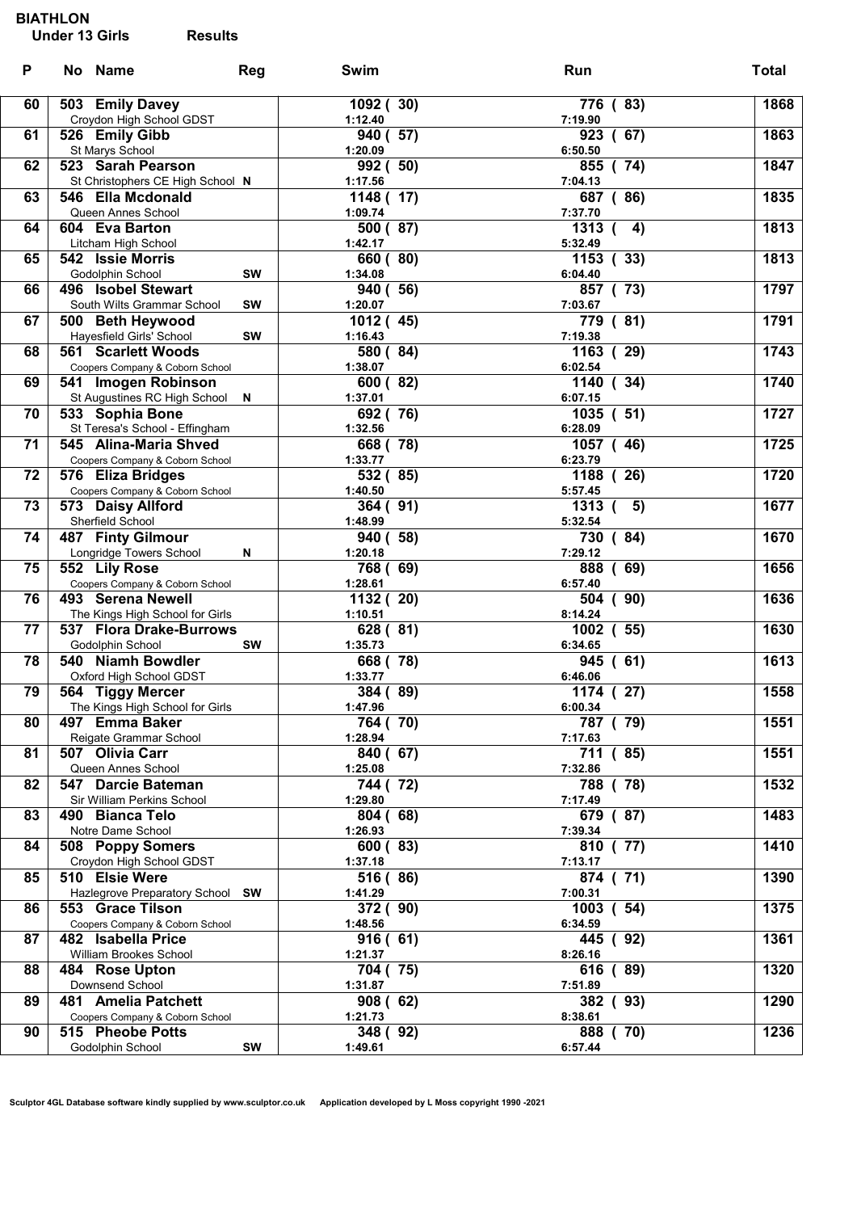# BIATHLON

**Under 13 Girls** **Results**

| P | No | Name | Reg | Swim | Run | Total |
|---|---|---|---|---|---|---|
| 60 | 503 | **Emily Davey**<br>Croydon High School GDST | | 1092 ( 30)<br>1:12.40 | 776 ( 83)<br>7:19.90 | 1868 |
| 61 | 526 | **Emily Gibb**<br>St Marys School | | 940 ( 57)<br>1:20.09 | 923 ( 67)<br>6:50.50 | 1863 |
| 62 | 523 | **Sarah Pearson**<br>St Christophers CE High School | N | 992 ( 50)<br>1:17.56 | 855 ( 74)<br>7:04.13 | 1847 |
| 63 | 546 | **Ella Mcdonald**<br>Queen Annes School | | 1148 ( 17)<br>1:09.74 | 687 ( 86)<br>7:37.70 | 1835 |
| 64 | 604 | **Eva Barton**<br>Litcham High School | | 500 ( 87)<br>1:42.17 | 1313 ( 4)<br>5:32.49 | 1813 |
| 65 | 542 | **Issie Morris**<br>Godolphin School | SW | 660 ( 80)<br>1:34.08 | 1153 ( 33)<br>6:04.40 | 1813 |
| 66 | 496 | **Isobel Stewart**<br>South Wilts Grammar School | SW | 940 ( 56)<br>1:20.07 | 857 ( 73)<br>7:03.67 | 1797 |
| 67 | 500 | **Beth Heywood**<br>Hayesfield Girls' School | SW | 1012 ( 45)<br>1:16.43 | 779 ( 81)<br>7:19.38 | 1791 |
| 68 | 561 | **Scarlett Woods**<br>Coopers Company & Coborn School | | 580 ( 84)<br>1:38.07 | 1163 ( 29)<br>6:02.54 | 1743 |
| 69 | 541 | **Imogen Robinson**<br>St Augustines RC High School | N | 600 ( 82)<br>1:37.01 | 1140 ( 34)<br>6:07.15 | 1740 |
| 70 | 533 | **Sophia Bone**<br>St Teresa's School - Effingham | | 692 ( 76)<br>1:32.56 | 1035 ( 51)<br>6:28.09 | 1727 |
| 71 | 545 | **Alina-Maria Shved**<br>Coopers Company & Coborn School | | 668 ( 78)<br>1:33.77 | 1057 ( 46)<br>6:23.79 | 1725 |
| 72 | 576 | **Eliza Bridges**<br>Coopers Company & Coborn School | | 532 ( 85)<br>1:40.50 | 1188 ( 26)<br>5:57.45 | 1720 |
| 73 | 573 | **Daisy Allford**<br>Sherfield School | | 364 ( 91)<br>1:48.99 | 1313 ( 5)<br>5:32.54 | 1677 |
| 74 | 487 | **Finty Gilmour**<br>Longridge Towers School | N | 940 ( 58)<br>1:20.18 | 730 ( 84)<br>7:29.12 | 1670 |
| 75 | 552 | **Lily Rose**<br>Coopers Company & Coborn School | | 768 ( 69)<br>1:28.61 | 888 ( 69)<br>6:57.40 | 1656 |
| 76 | 493 | **Serena Newell**<br>The Kings High School for Girls | | 1132 ( 20)<br>1:10.51 | 504 ( 90)<br>8:14.24 | 1636 |
| 77 | 537 | **Flora Drake-Burrows**<br>Godolphin School | SW | 628 ( 81)<br>1:35.73 | 1002 ( 55)<br>6:34.65 | 1630 |
| 78 | 540 | **Niamh Bowdler**<br>Oxford High School GDST | | 668 ( 78)<br>1:33.77 | 945 ( 61)<br>6:46.06 | 1613 |
| 79 | 564 | **Tiggy Mercer**<br>The Kings High School for Girls | | 384 ( 89)<br>1:47.96 | 1174 ( 27)<br>6:00.34 | 1558 |
| 80 | 497 | **Emma Baker**<br>Reigate Grammar School | | 764 ( 70)<br>1:28.94 | 787 ( 79)<br>7:17.63 | 1551 |
| 81 | 507 | **Olivia Carr**<br>Queen Annes School | | 840 ( 67)<br>1:25.08 | 711 ( 85)<br>7:32.86 | 1551 |
| 82 | 547 | **Darcie Bateman**<br>Sir William Perkins School | | 744 ( 72)<br>1:29.80 | 788 ( 78)<br>7:17.49 | 1532 |
| 83 | 490 | **Bianca Telo**<br>Notre Dame School | | 804 ( 68)<br>1:26.93 | 679 ( 87)<br>7:39.34 | 1483 |
| 84 | 508 | **Poppy Somers**<br>Croydon High School GDST | | 600 ( 83)<br>1:37.18 | 810 ( 77)<br>7:13.17 | 1410 |
| 85 | 510 | **Elsie Were**<br>Hazlegrove Preparatory School | SW | 516 ( 86)<br>1:41.29 | 874 ( 71)<br>7:00.31 | 1390 |
| 86 | 553 | **Grace Tilson**<br>Coopers Company & Coborn School | | 372 ( 90)<br>1:48.56 | 1003 ( 54)<br>6:34.59 | 1375 |
| 87 | 482 | **Isabella Price**<br>William Brookes School | | 916 ( 61)<br>1:21.37 | 445 ( 92)<br>8:26.16 | 1361 |
| 88 | 484 | **Rose Upton**<br>Downsend School | | 704 ( 75)<br>1:31.87 | 616 ( 89)<br>7:51.89 | 1320 |
| 89 | 481 | **Amelia Patchett**<br>Coopers Company & Coborn School | | 908 ( 62)<br>1:21.73 | 382 ( 93)<br>8:38.61 | 1290 |
| 90 | 515 | **Pheobe Potts**<br>Godolphin School | SW | 348 ( 92)<br>1:49.61 | 888 ( 70)<br>6:57.44 | 1236 |

Sculptor 4GL Database software kindly supplied by www.sculptor.co.uk Application developed by L Moss copyright 1990 -2021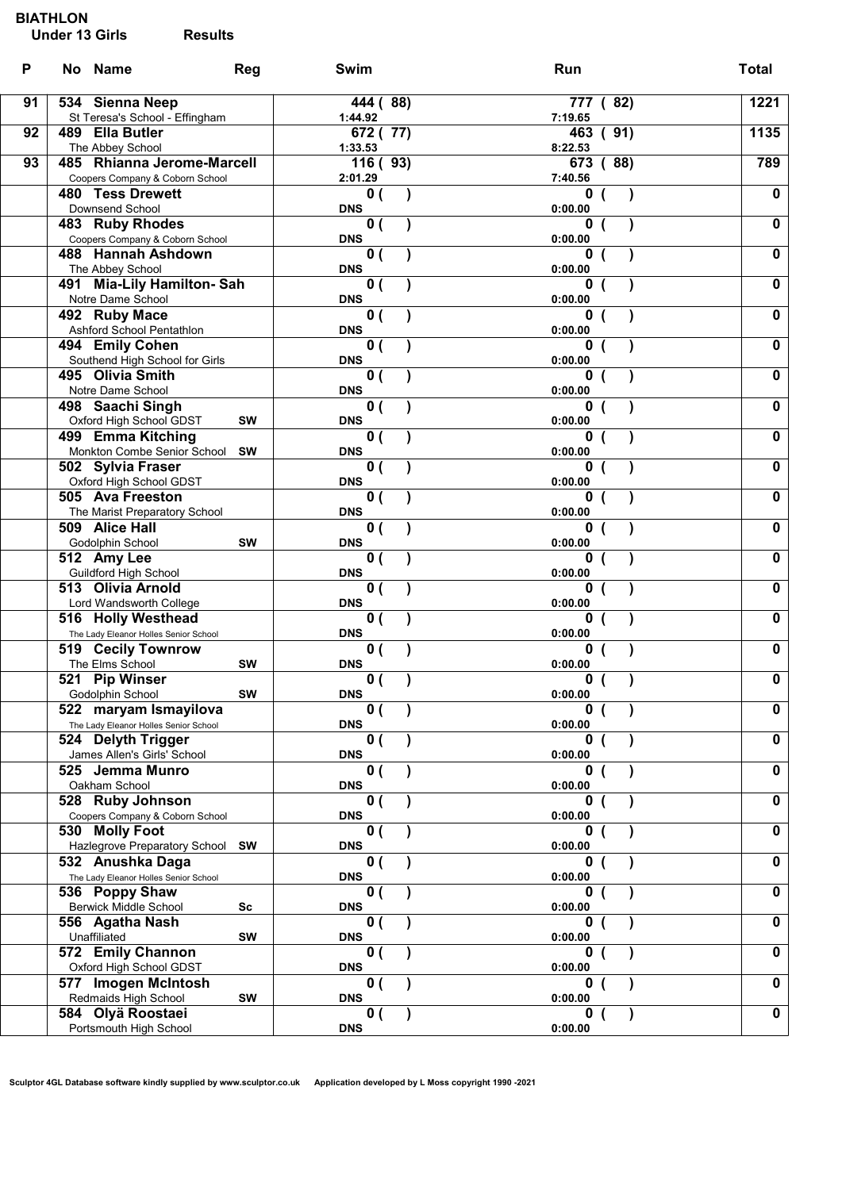**BIATHLON**

**Under 13 Girls** **Results**

| P | No | Name | Reg | Swim | Run | Total |
|---|---|---|---|---|---|---|
| 91 | 534 | **Sienna Neep**<br>St Teresa's School - Effingham | | 444 ( 88)<br>1:44.92 | 777 ( 82)<br>7:19.65 | 1221 |
| 92 | 489 | **Ella Butler**<br>The Abbey School | | 672 ( 77)<br>1:33.53 | 463 ( 91)<br>8:22.53 | 1135 |
| 93 | 485 | **Rhianna Jerome-Marcell**<br>Coopers Company & Coborn School | | 116 ( 93)<br>2:01.29 | 673 ( 88)<br>7:40.56 | 789 |
| | 480 | **Tess Drewett**<br>Downsend School | | 0 ( )<br>DNS | 0 ( )<br>0:00.00 | 0 |
| | 483 | **Ruby Rhodes**<br>Coopers Company & Coborn School | | 0 ( )<br>DNS | 0 ( )<br>0:00.00 | 0 |
| | 488 | **Hannah Ashdown**<br>The Abbey School | | 0 ( )<br>DNS | 0 ( )<br>0:00.00 | 0 |
| | 491 | **Mia-Lily Hamilton- Sah**<br>Notre Dame School | | 0 ( )<br>DNS | 0 ( )<br>0:00.00 | 0 |
| | 492 | **Ruby Mace**<br>Ashford School Pentathlon | | 0 ( )<br>DNS | 0 ( )<br>0:00.00 | 0 |
| | 494 | **Emily Cohen**<br>Southend High School for Girls | | 0 ( )<br>DNS | 0 ( )<br>0:00.00 | 0 |
| | 495 | **Olivia Smith**<br>Notre Dame School | | 0 ( )<br>DNS | 0 ( )<br>0:00.00 | 0 |
| | 498 | **Saachi Singh**<br>Oxford High School GDST | SW | 0 ( )<br>DNS | 0 ( )<br>0:00.00 | 0 |
| | 499 | **Emma Kitching**<br>Monkton Combe Senior School | SW | 0 ( )<br>DNS | 0 ( )<br>0:00.00 | 0 |
| | 502 | **Sylvia Fraser**<br>Oxford High School GDST | | 0 ( )<br>DNS | 0 ( )<br>0:00.00 | 0 |
| | 505 | **Ava Freeston**<br>The Marist Preparatory School | | 0 ( )<br>DNS | 0 ( )<br>0:00.00 | 0 |
| | 509 | **Alice Hall**<br>Godolphin School | SW | 0 ( )<br>DNS | 0 ( )<br>0:00.00 | 0 |
| | 512 | **Amy Lee**<br>Guildford High School | | 0 ( )<br>DNS | 0 ( )<br>0:00.00 | 0 |
| | 513 | **Olivia Arnold**<br>Lord Wandsworth College | | 0 ( )<br>DNS | 0 ( )<br>0:00.00 | 0 |
| | 516 | **Holly Westhead**<br>The Lady Eleanor Holles Senior School | | 0 ( )<br>DNS | 0 ( )<br>0:00.00 | 0 |
| | 519 | **Cecily Townrow**<br>The Elms School | SW | 0 ( )<br>DNS | 0 ( )<br>0:00.00 | 0 |
| | 521 | **Pip Winser**<br>Godolphin School | SW | 0 ( )<br>DNS | 0 ( )<br>0:00.00 | 0 |
| | 522 | **maryam Ismayilova**<br>The Lady Eleanor Holles Senior School | | 0 ( )<br>DNS | 0 ( )<br>0:00.00 | 0 |
| | 524 | **Delyth Trigger**<br>James Allen's Girls' School | | 0 ( )<br>DNS | 0 ( )<br>0:00.00 | 0 |
| | 525 | **Jemma Munro**<br>Oakham School | | 0 ( )<br>DNS | 0 ( )<br>0:00.00 | 0 |
| | 528 | **Ruby Johnson**<br>Coopers Company & Coborn School | | 0 ( )<br>DNS | 0 ( )<br>0:00.00 | 0 |
| | 530 | **Molly Foot**<br>Hazlegrove Preparatory School | SW | 0 ( )<br>DNS | 0 ( )<br>0:00.00 | 0 |
| | 532 | **Anushka Daga**<br>The Lady Eleanor Holles Senior School | | 0 ( )<br>DNS | 0 ( )<br>0:00.00 | 0 |
| | 536 | **Poppy Shaw**<br>Berwick Middle School | Sc | 0 ( )<br>DNS | 0 ( )<br>0:00.00 | 0 |
| | 556 | **Agatha Nash**<br>Unaffiliated | SW | 0 ( )<br>DNS | 0 ( )<br>0:00.00 | 0 |
| | 572 | **Emily Channon**<br>Oxford High School GDST | | 0 ( )<br>DNS | 0 ( )<br>0:00.00 | 0 |
| | 577 | **Imogen McIntosh**<br>Redmaids High School | SW | 0 ( )<br>DNS | 0 ( )<br>0:00.00 | 0 |
| | 584 | **Olyä Roostaei**<br>Portsmouth High School | | 0 ( )<br>DNS | 0 ( )<br>0:00.00 | 0 |

Sculptor 4GL Database software kindly supplied by www.sculptor.co.uk Application developed by L Moss copyright 1990 -2021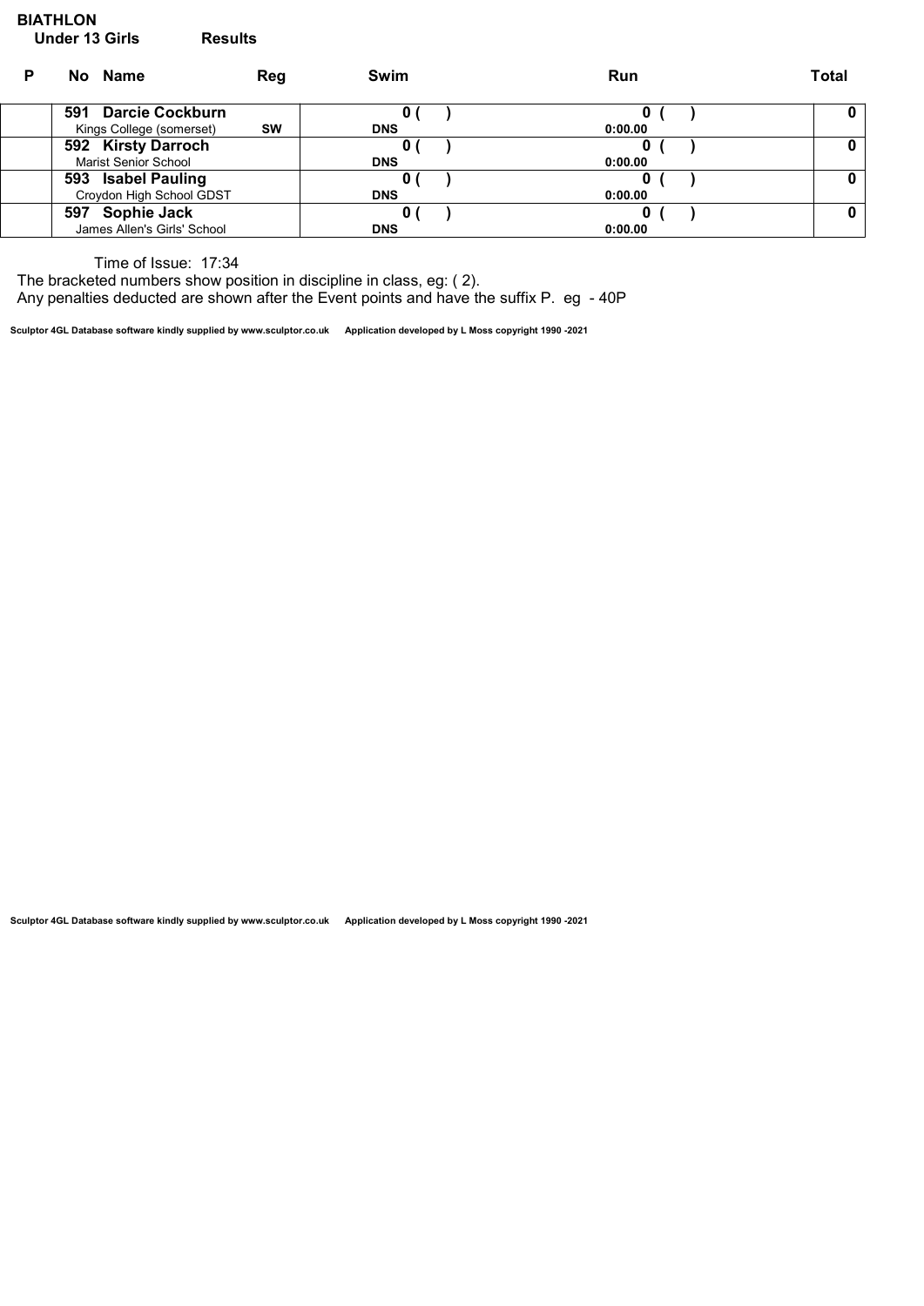**BIATHLON**

**Under 13 Girls** **Results**

| P | No Name | Reg | Swim | Run | Total |
|---|---|---|---|---|---|
| | **591 Darcie Cockburn**<br>Kings College (somerset) | **SW** | **0 ( )**<br>**DNS** | **0 ( )**<br>**0:00.00** | **0** |
| | **592 Kirsty Darroch**<br>Marist Senior School | | **0 ( )**<br>**DNS** | **0 ( )**<br>**0:00.00** | **0** |
| | **593 Isabel Pauling**<br>Croydon High School GDST | | **0 ( )**<br>**DNS** | **0 ( )**<br>**0:00.00** | **0** |
| | **597 Sophie Jack**<br>James Allen's Girls' School | | **0 ( )**<br>**DNS** | **0 ( )**<br>**0:00.00** | **0** |

Time of Issue: 17:34

The bracketed numbers show position in discipline in class, eg: ( 2).

Any penalties deducted are shown after the Event points and have the suffix P. eg - 40P

**Sculptor 4GL Database software kindly supplied by www.sculptor.co.uk Application developed by L Moss copyright 1990 -2021**